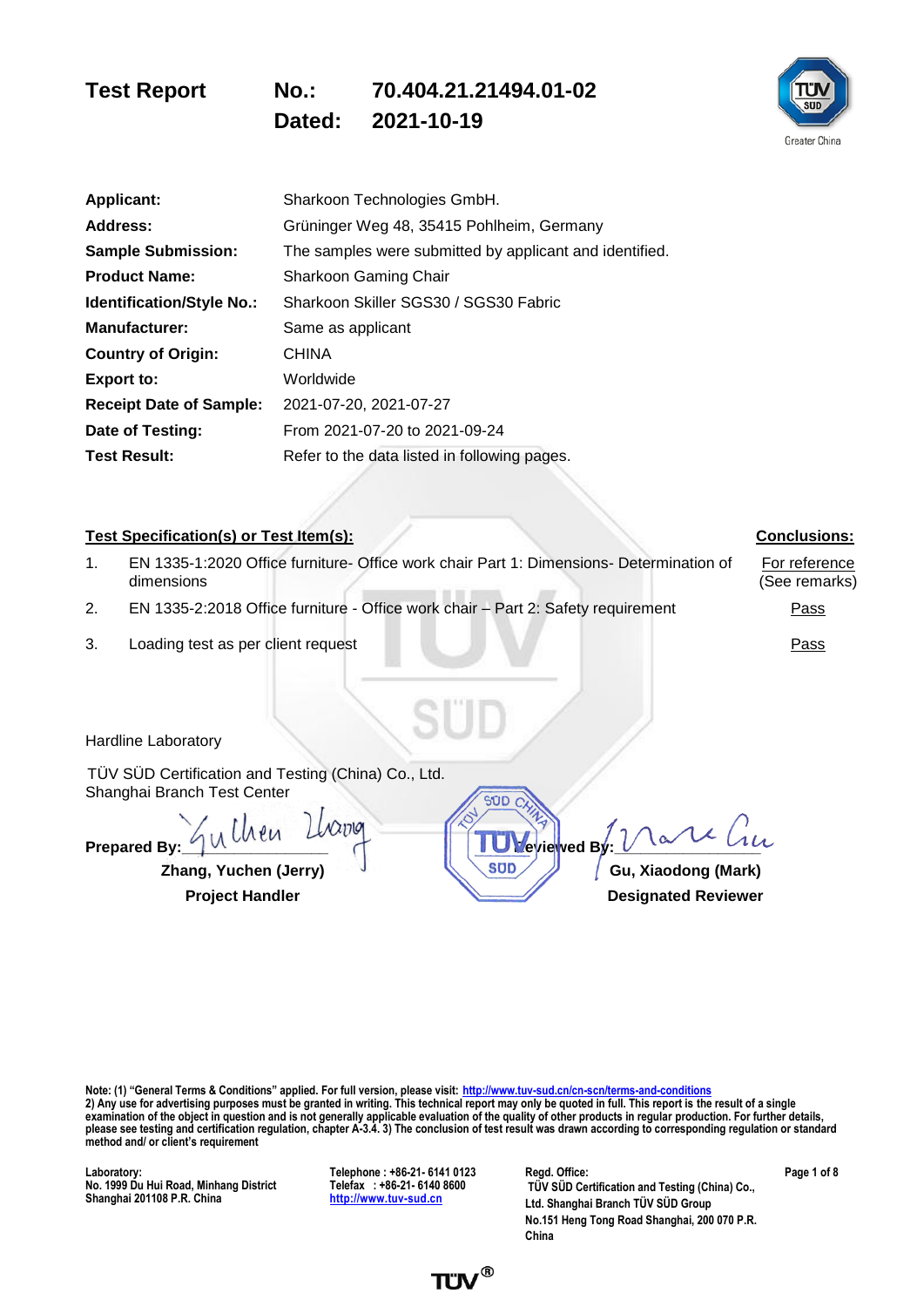# Test Report No.: 70.404.21.21494.01-02

**Dated: 2021-10-19**

| | |
|---|---|
| **Applicant:** | Sharkoon Technologies GmbH. |
| **Address:** | Grüninger Weg 48, 35415 Pohlheim, Germany |
| **Sample Submission:** | The samples were submitted by applicant and identified. |
| **Product Name:** | Sharkoon Gaming Chair |
| **Identification/Style No.:** | Sharkoon Skiller SGS30 / SGS30 Fabric |
| **Manufacturer:** | Same as applicant |
| **Country of Origin:** | CHINA |
| **Export to:** | Worldwide |
| **Receipt Date of Sample:** | 2021-07-20, 2021-07-27 |
| **Date of Testing:** | From 2021-07-20 to 2021-09-24 |
| **Test Result:** | Refer to the data listed in following pages. |

| | **Test Specification(s) or Test Item(s):** | **Conclusions:** |
|---|---|---|
| 1. | EN 1335-1:2020 Office furniture- Office work chair Part 1: Dimensions- Determination of dimensions | For reference (See remarks) |
| 2. | EN 1335-2:2018 Office furniture - Office work chair – Part 2: Safety requirement | Pass |
| 3. | Loading test as per client request | Pass |

Hardline Laboratory

TÜV SÜD Certification and Testing (China) Co., Ltd.
Shanghai Branch Test Center

**Prepared By:** Yuchen Zhang
**Zhang, Yuchen (Jerry)**
**Project Handler**

**Reviewed By:** Mark Gu
**Gu, Xiaodong (Mark)**
**Designated Reviewer**

**Note: (1) "General Terms & Conditions" applied. For full version, please visit: http://www.tuv-sud.cn/cn-scn/terms-and-conditions**
**2) Any use for advertising purposes must be granted in writing. This technical report may only be quoted in full. This report is the result of a single examination of the object in question and is not generally applicable evaluation of the quality of other products in regular production. For further details, please see testing and certification regulation, chapter A-3.4. 3) The conclusion of test result was drawn according to corresponding regulation or standard method and/ or client's requirement**

**Laboratory:**
**No. 1999 Du Hui Road, Minhang District**
**Shanghai 201108 P.R. China**

**Telephone : +86-21- 6141 0123**
**Telefax : +86-21- 6140 8600**
**http://www.tuv-sud.cn**

**Regd. Office:**
**TÜV SÜD Certification and Testing (China) Co., Ltd. Shanghai Branch TÜV SÜD Group**
**No.151 Heng Tong Road Shanghai, 200 070 P.R. China**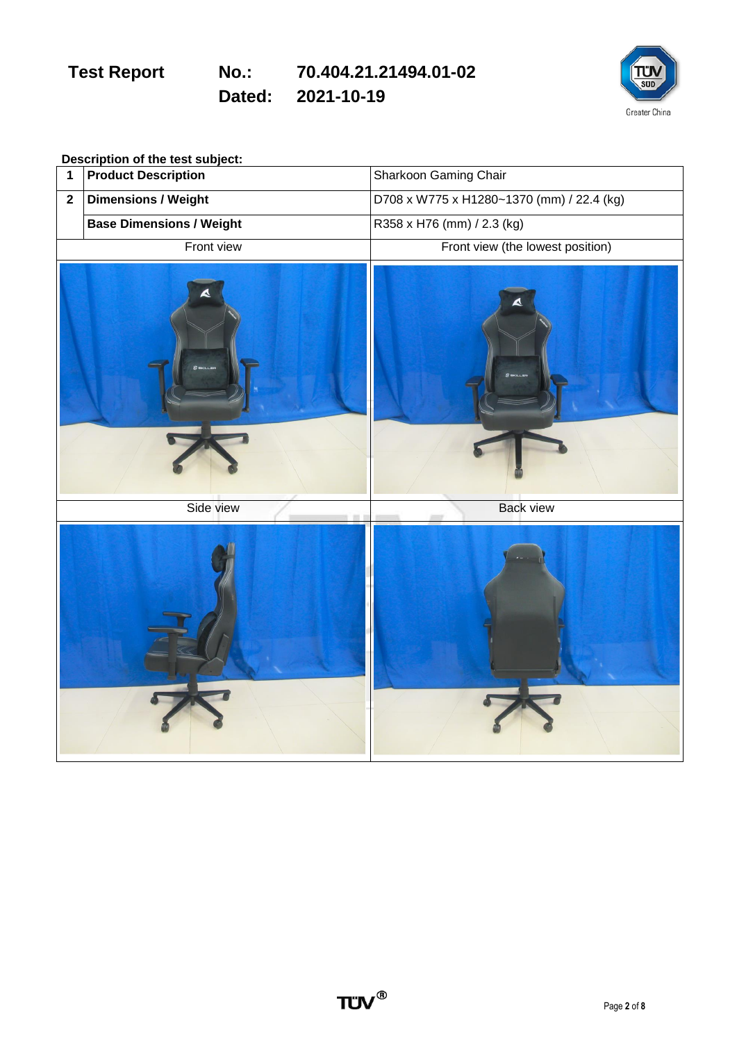**Description of the test subject:**

| | | |
|---|---|---|
| 1 | **Product Description** | Sharkoon Gaming Chair |
| 2 | **Dimensions / Weight** | D708 x W775 x H1280~1370 (mm) / 22.4 (kg) |
| | **Base Dimensions / Weight** | R358 x H76 (mm) / 2.3 (kg) |

| Front view | Front view (the lowest position) |
|---|---|
| | |
| **Side view** | **Back view** |
| | |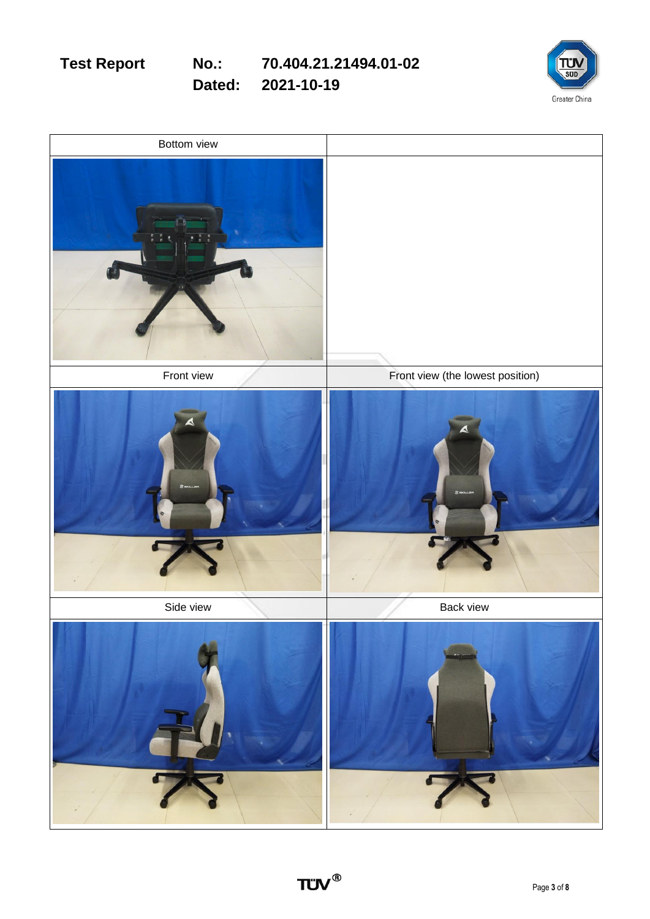| Bottom view | |
| --- | --- |
| | |
| **Front view** | **Front view (the lowest position)** |
| | |
| **Side view** | **Back view** |
| | |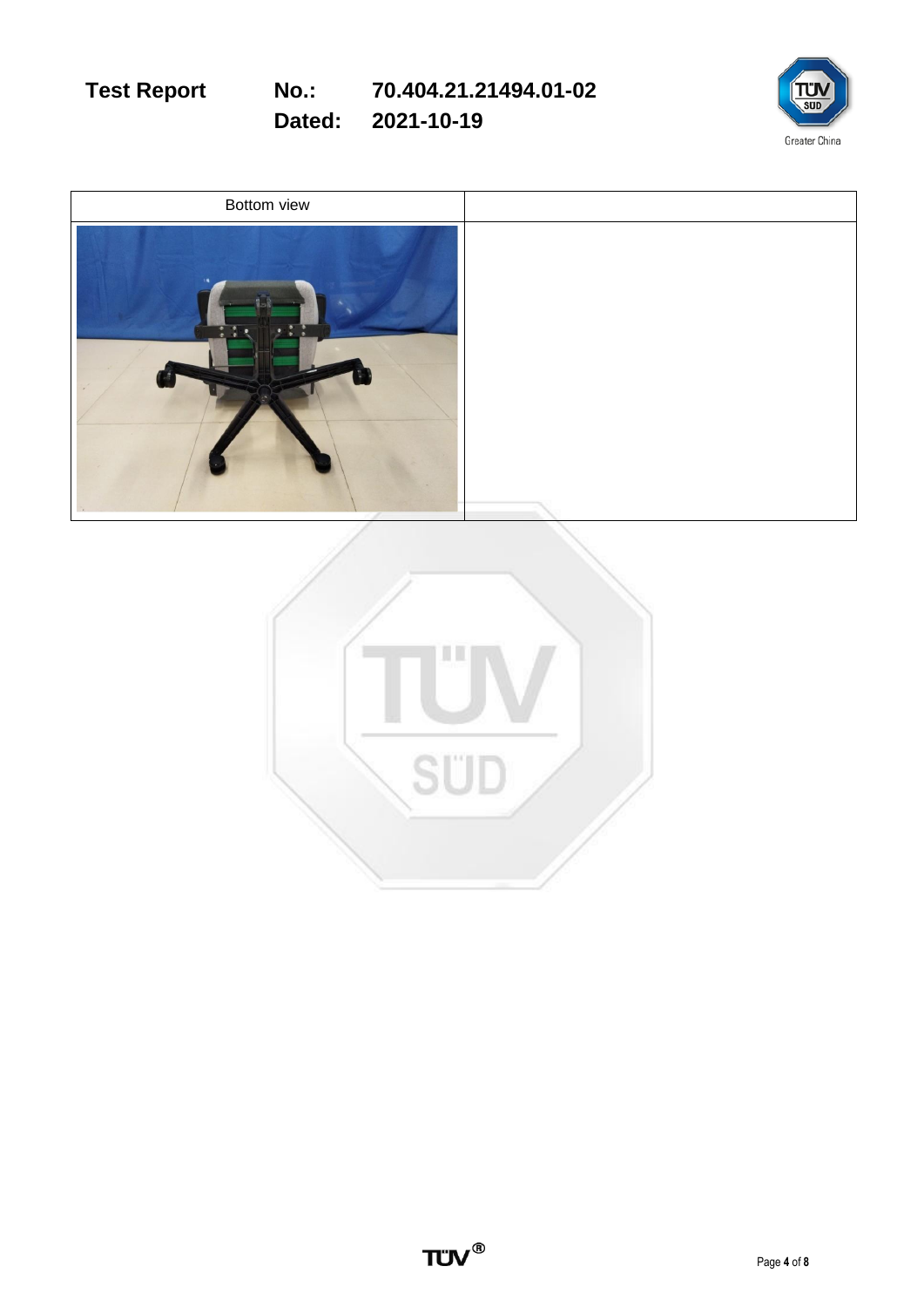| Bottom view | |
| --- | --- |
| | |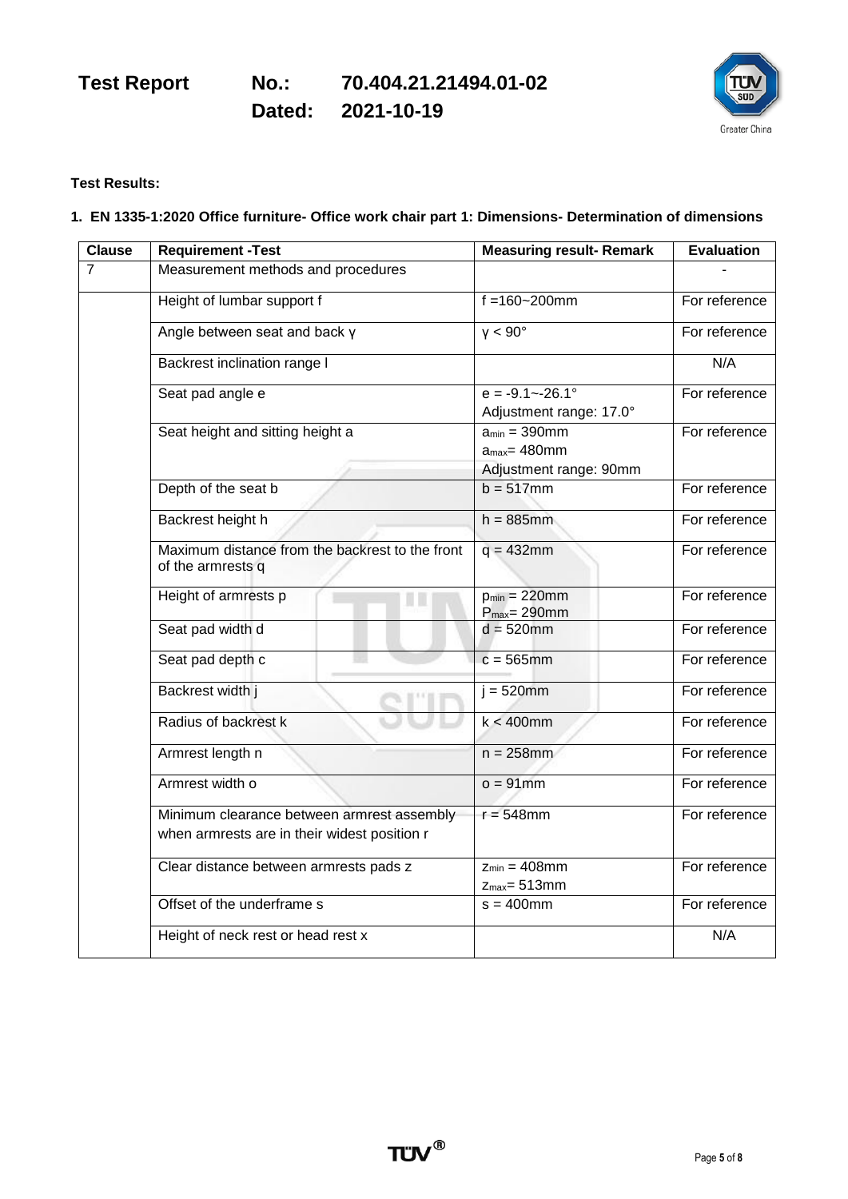**Test Results:**

**1. EN 1335-1:2020 Office furniture- Office work chair part 1: Dimensions- Determination of dimensions**

| Clause | Requirement -Test | Measuring result- Remark | Evaluation |
|---|---|---|---|
| 7 | Measurement methods and procedures | | - |
| | Height of lumbar support f | f =160~200mm | For reference |
| | Angle between seat and back γ | γ < 90° | For reference |
| | Backrest inclination range l | | N/A |
| | Seat pad angle e | e = -9.1~-26.1°<br>Adjustment range: 17.0° | For reference |
| | Seat height and sitting height a | $a_{min}$ = 390mm<br>$a_{max}$= 480mm<br>Adjustment range: 90mm | For reference |
| | Depth of the seat b | b = 517mm | For reference |
| | Backrest height h | h = 885mm | For reference |
| | Maximum distance from the backrest to the front of the armrests q | q = 432mm | For reference |
| | Height of armrests p | $p_{min}$ = 220mm<br>$P_{max}$= 290mm | For reference |
| | Seat pad width d | d = 520mm | For reference |
| | Seat pad depth c | c = 565mm | For reference |
| | Backrest width j | j = 520mm | For reference |
| | Radius of backrest k | k < 400mm | For reference |
| | Armrest length n | n = 258mm | For reference |
| | Armrest width o | o = 91mm | For reference |
| | Minimum clearance between armrest assembly when armrests are in their widest position r | r = 548mm | For reference |
| | Clear distance between armrests pads z | $z_{min}$ = 408mm<br>$z_{max}$= 513mm | For reference |
| | Offset of the underframe s | s = 400mm | For reference |
| | Height of neck rest or head rest x | | N/A |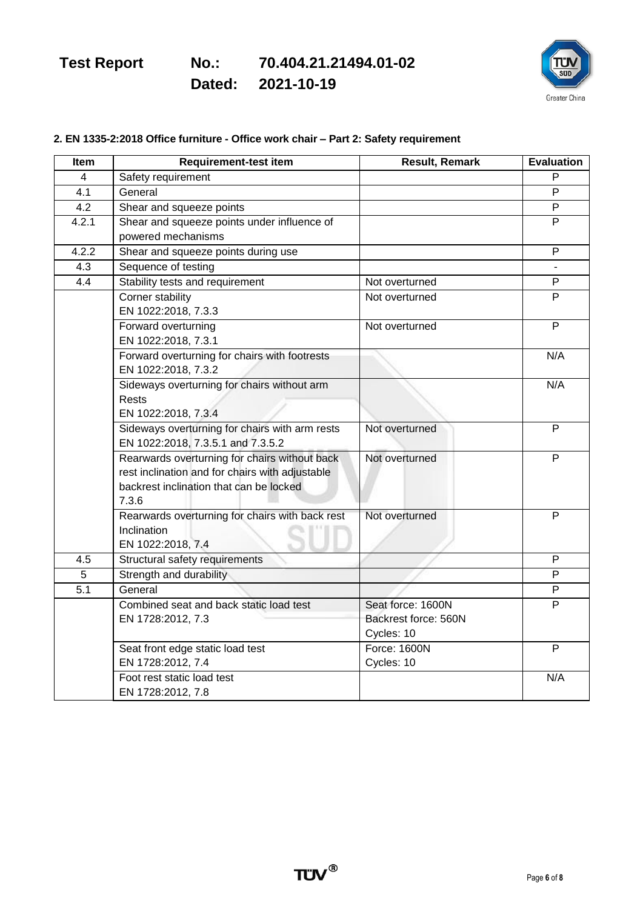## 2. EN 1335-2:2018 Office furniture - Office work chair – Part 2: Safety requirement

| Item | Requirement-test item | Result, Remark | Evaluation |
|---|---|---|---|
| 4 | Safety requirement | | P |
| 4.1 | General | | P |
| 4.2 | Shear and squeeze points | | P |
| 4.2.1 | Shear and squeeze points under influence of powered mechanisms | | P |
| 4.2.2 | Shear and squeeze points during use | | P |
| 4.3 | Sequence of testing | | - |
| 4.4 | Stability tests and requirement | Not overturned | P |
| | Corner stability<br>EN 1022:2018, 7.3.3 | Not overturned | P |
| | Forward overturning<br>EN 1022:2018, 7.3.1 | Not overturned | P |
| | Forward overturning for chairs with footrests<br>EN 1022:2018, 7.3.2 | | N/A |
| | Sideways overturning for chairs without arm Rests<br>EN 1022:2018, 7.3.4 | | N/A |
| | Sideways overturning for chairs with arm rests<br>EN 1022:2018, 7.3.5.1 and 7.3.5.2 | Not overturned | P |
| | Rearwards overturning for chairs without back rest inclination and for chairs with adjustable backrest inclination that can be locked<br>7.3.6 | Not overturned | P |
| | Rearwards overturning for chairs with back rest Inclination<br>EN 1022:2018, 7.4 | Not overturned | P |
| 4.5 | Structural safety requirements | | P |
| 5 | Strength and durability | | P |
| 5.1 | General | | P |
| | Combined seat and back static load test<br>EN 1728:2012, 7.3 | Seat force: 1600N<br>Backrest force: 560N<br>Cycles: 10 | P |
| | Seat front edge static load test<br>EN 1728:2012, 7.4 | Force: 1600N<br>Cycles: 10 | P |
| | Foot rest static load test<br>EN 1728:2012, 7.8 | | N/A |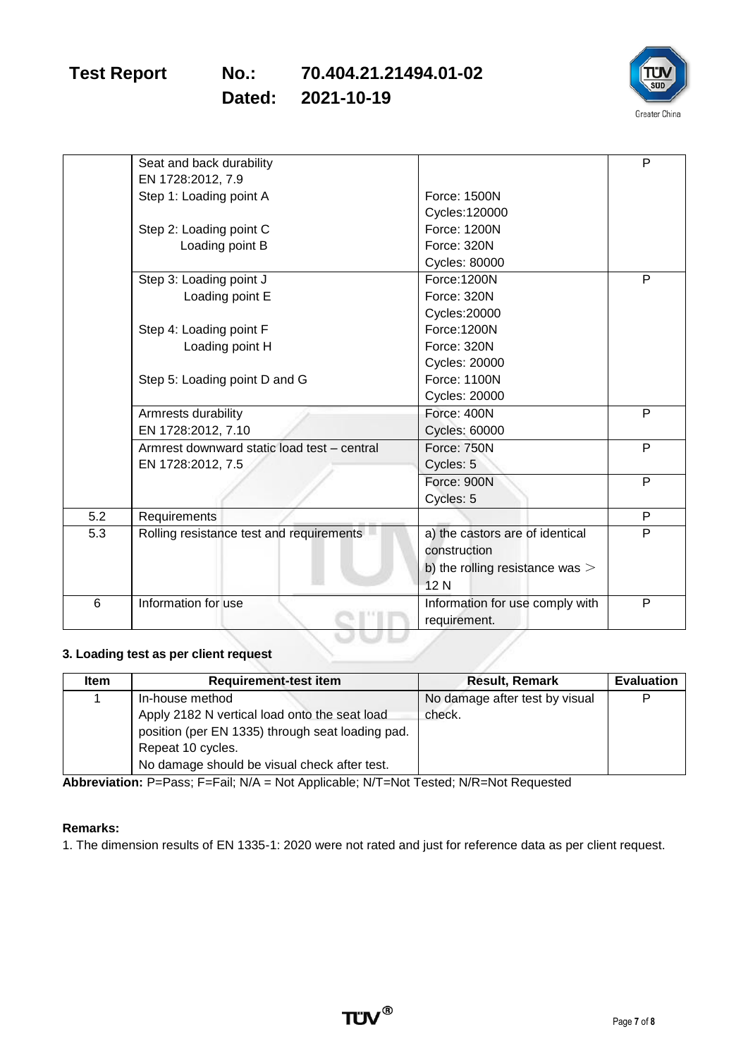| | | | |
|---|---|---|---|
| | Seat and back durability<br>EN 1728:2012, 7.9<br>Step 1: Loading point A<br><br>Step 2: Loading point C<br>Loading point B | <br><br>Force: 1500N<br>Cycles:120000<br>Force: 1200N<br>Force: 320N<br>Cycles: 80000 | P |
| | Step 3: Loading point J<br>Loading point E<br><br>Step 4: Loading point F<br>Loading point H<br><br>Step 5: Loading point D and G | Force:1200N<br>Force: 320N<br>Cycles:20000<br>Force:1200N<br>Force: 320N<br>Cycles: 20000<br>Force: 1100N<br>Cycles: 20000 | P |
| | Armrests durability<br>EN 1728:2012, 7.10 | Force: 400N<br>Cycles: 60000 | P |
| | Armrest downward static load test – central<br>EN 1728:2012, 7.5 | Force: 750N<br>Cycles: 5 | P |
| | | Force: 900N<br>Cycles: 5 | P |
| 5.2 | Requirements | | P |
| 5.3 | Rolling resistance test and requirements | a) the castors are of identical construction<br>b) the rolling resistance was ＞ 12 N | P |
| 6 | Information for use | Information for use comply with requirement. | P |

**3. Loading test as per client request**

| Item | Requirement-test item | Result, Remark | Evaluation |
|---|---|---|---|
| 1 | In-house method<br>Apply 2182 N vertical load onto the seat load position (per EN 1335) through seat loading pad.<br>Repeat 10 cycles.<br>No damage should be visual check after test. | No damage after test by visual check. | P |

**Abbreviation:** P=Pass; F=Fail; N/A = Not Applicable; N/T=Not Tested; N/R=Not Requested

**Remarks:**

1. The dimension results of EN 1335-1: 2020 were not rated and just for reference data as per client request.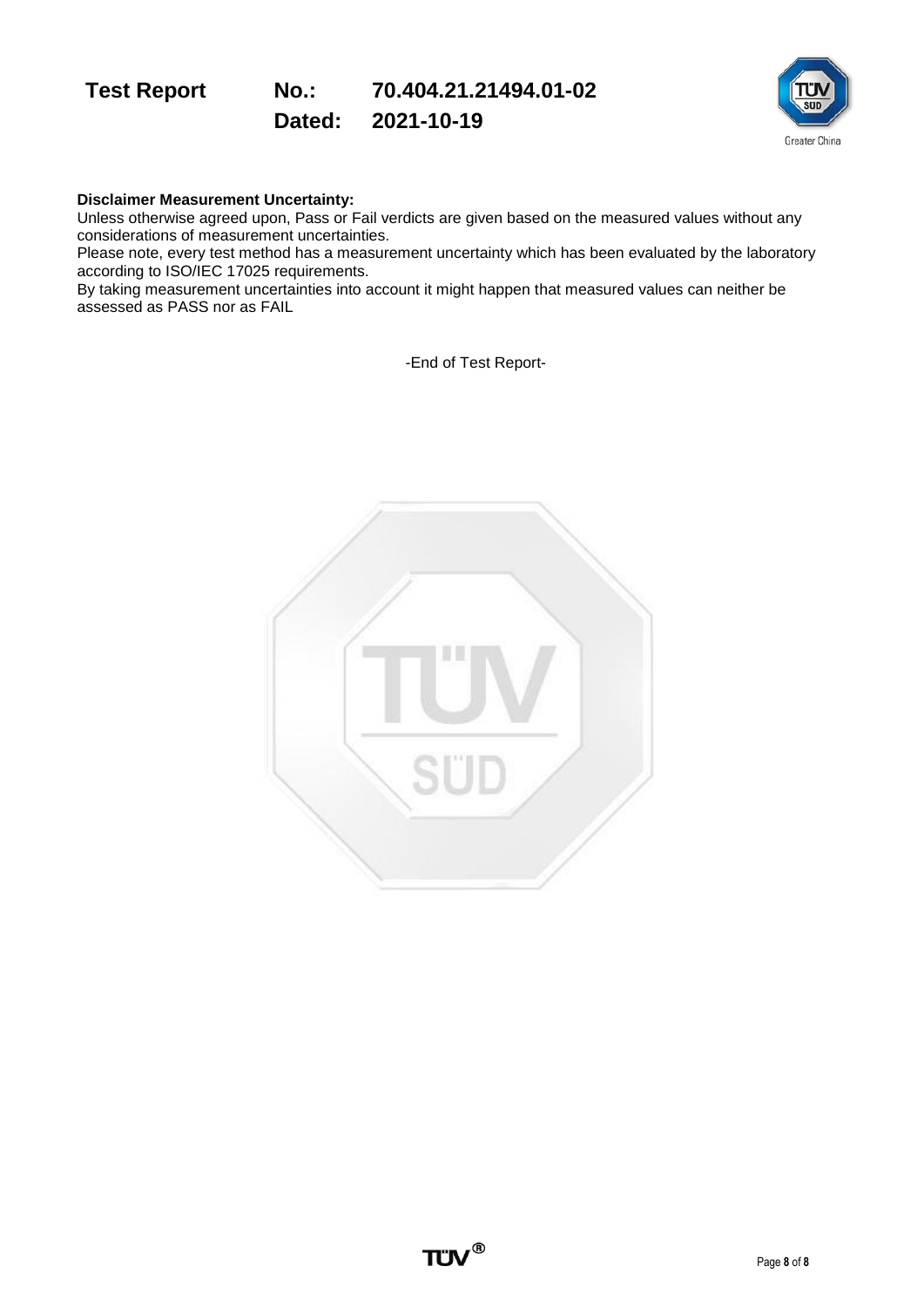**Disclaimer Measurement Uncertainty:**

Unless otherwise agreed upon, Pass or Fail verdicts are given based on the measured values without any considerations of measurement uncertainties.

Please note, every test method has a measurement uncertainty which has been evaluated by the laboratory according to ISO/IEC 17025 requirements.

By taking measurement uncertainties into account it might happen that measured values can neither be assessed as PASS nor as FAIL

-End of Test Report-